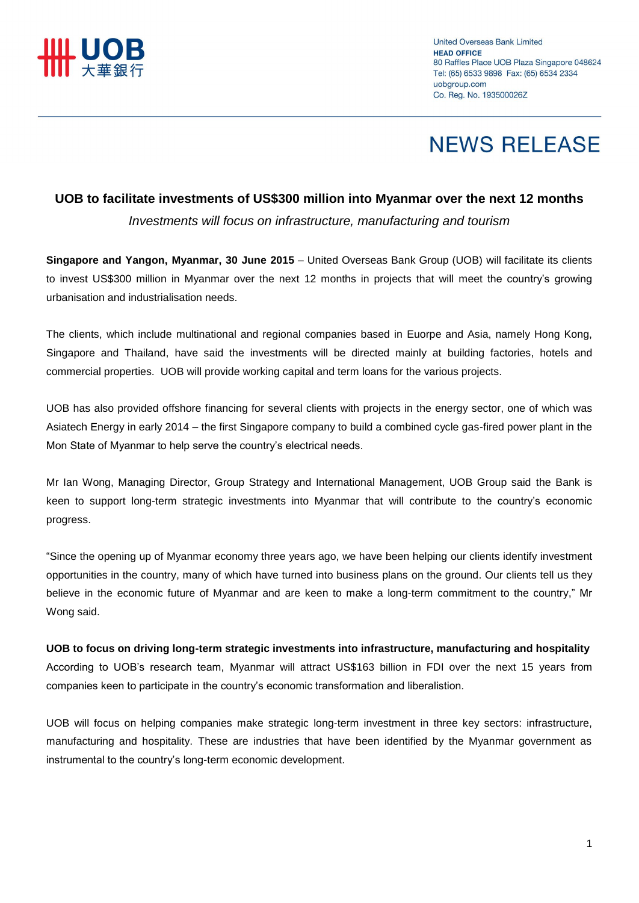United Overseas Bank Limited
**HEAD OFFICE**
80 Raffles Place UOB Plaza Singapore 048624
Tel: (65) 6533 9898 Fax: (65) 6534 2334
uobgroup.com
Co. Reg. No. 193500026Z

# NEWS RELEASE

## UOB to facilitate investments of US$300 million into Myanmar over the next 12 months

*Investments will focus on infrastructure, manufacturing and tourism*

**Singapore and Yangon, Myanmar, 30 June 2015** – United Overseas Bank Group (UOB) will facilitate its clients to invest US$300 million in Myanmar over the next 12 months in projects that will meet the country's growing urbanisation and industrialisation needs.

The clients, which include multinational and regional companies based in Euorpe and Asia, namely Hong Kong, Singapore and Thailand, have said the investments will be directed mainly at building factories, hotels and commercial properties. UOB will provide working capital and term loans for the various projects.

UOB has also provided offshore financing for several clients with projects in the energy sector, one of which was Asiatech Energy in early 2014 – the first Singapore company to build a combined cycle gas-fired power plant in the Mon State of Myanmar to help serve the country's electrical needs.

Mr Ian Wong, Managing Director, Group Strategy and International Management, UOB Group said the Bank is keen to support long-term strategic investments into Myanmar that will contribute to the country's economic progress.

"Since the opening up of Myanmar economy three years ago, we have been helping our clients identify investment opportunities in the country, many of which have turned into business plans on the ground. Our clients tell us they believe in the economic future of Myanmar and are keen to make a long-term commitment to the country," Mr Wong said.

**UOB to focus on driving long-term strategic investments into infrastructure, manufacturing and hospitality**

According to UOB's research team, Myanmar will attract US$163 billion in FDI over the next 15 years from companies keen to participate in the country's economic transformation and liberalistion.

UOB will focus on helping companies make strategic long-term investment in three key sectors: infrastructure, manufacturing and hospitality. These are industries that have been identified by the Myanmar government as instrumental to the country's long-term economic development.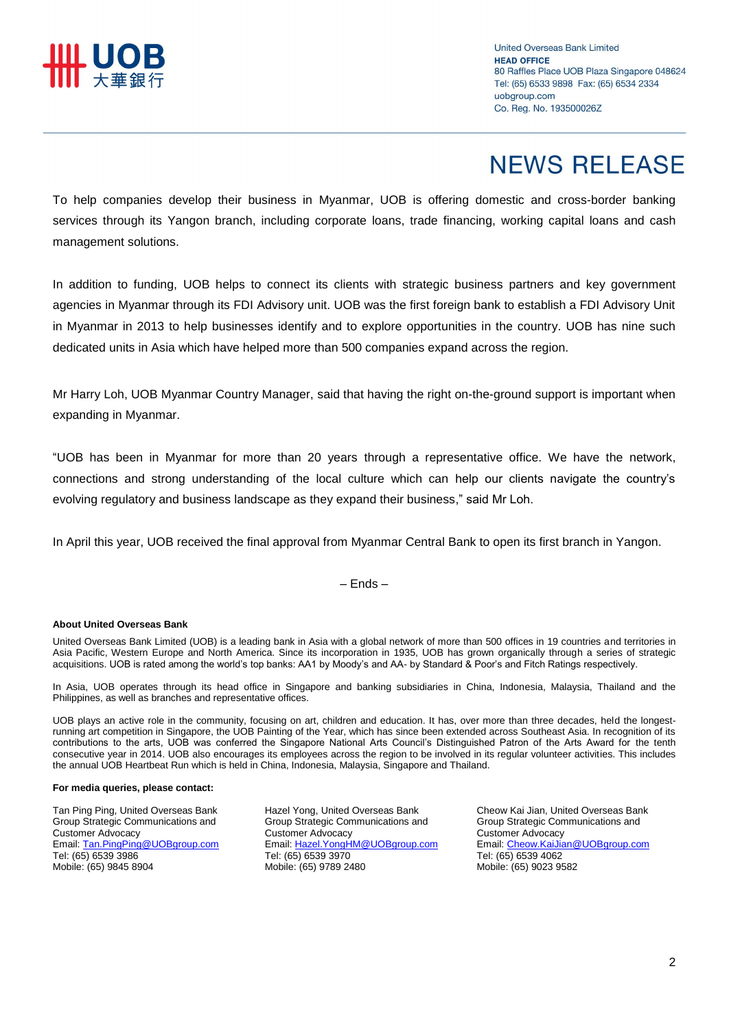To help companies develop their business in Myanmar, UOB is offering domestic and cross-border banking services through its Yangon branch, including corporate loans, trade financing, working capital loans and cash management solutions.

In addition to funding, UOB helps to connect its clients with strategic business partners and key government agencies in Myanmar through its FDI Advisory unit. UOB was the first foreign bank to establish a FDI Advisory Unit in Myanmar in 2013 to help businesses identify and to explore opportunities in the country. UOB has nine such dedicated units in Asia which have helped more than 500 companies expand across the region.

Mr Harry Loh, UOB Myanmar Country Manager, said that having the right on-the-ground support is important when expanding in Myanmar.

"UOB has been in Myanmar for more than 20 years through a representative office. We have the network, connections and strong understanding of the local culture which can help our clients navigate the country's evolving regulatory and business landscape as they expand their business," said Mr Loh.

In April this year, UOB received the final approval from Myanmar Central Bank to open its first branch in Yangon.

– Ends –

**About United Overseas Bank**

United Overseas Bank Limited (UOB) is a leading bank in Asia with a global network of more than 500 offices in 19 countries and territories in Asia Pacific, Western Europe and North America. Since its incorporation in 1935, UOB has grown organically through a series of strategic acquisitions. UOB is rated among the world's top banks: AA1 by Moody's and AA- by Standard & Poor's and Fitch Ratings respectively.

In Asia, UOB operates through its head office in Singapore and banking subsidiaries in China, Indonesia, Malaysia, Thailand and the Philippines, as well as branches and representative offices.

UOB plays an active role in the community, focusing on art, children and education. It has, over more than three decades, held the longest-running art competition in Singapore, the UOB Painting of the Year, which has since been extended across Southeast Asia. In recognition of its contributions to the arts, UOB was conferred the Singapore National Arts Council's Distinguished Patron of the Arts Award for the tenth consecutive year in 2014. UOB also encourages its employees across the region to be involved in its regular volunteer activities. This includes the annual UOB Heartbeat Run which is held in China, Indonesia, Malaysia, Singapore and Thailand.

**For media queries, please contact:**

Tan Ping Ping, United Overseas Bank
Group Strategic Communications and Customer Advocacy
Email: Tan.PingPing@UOBgroup.com
Tel: (65) 6539 3986
Mobile: (65) 9845 8904

Hazel Yong, United Overseas Bank
Group Strategic Communications and Customer Advocacy
Email: Hazel.YongHM@UOBgroup.com
Tel: (65) 6539 3970
Mobile: (65) 9789 2480

Cheow Kai Jian, United Overseas Bank
Group Strategic Communications and Customer Advocacy
Email: Cheow.KaiJian@UOBgroup.com
Tel: (65) 6539 4062
Mobile: (65) 9023 9582